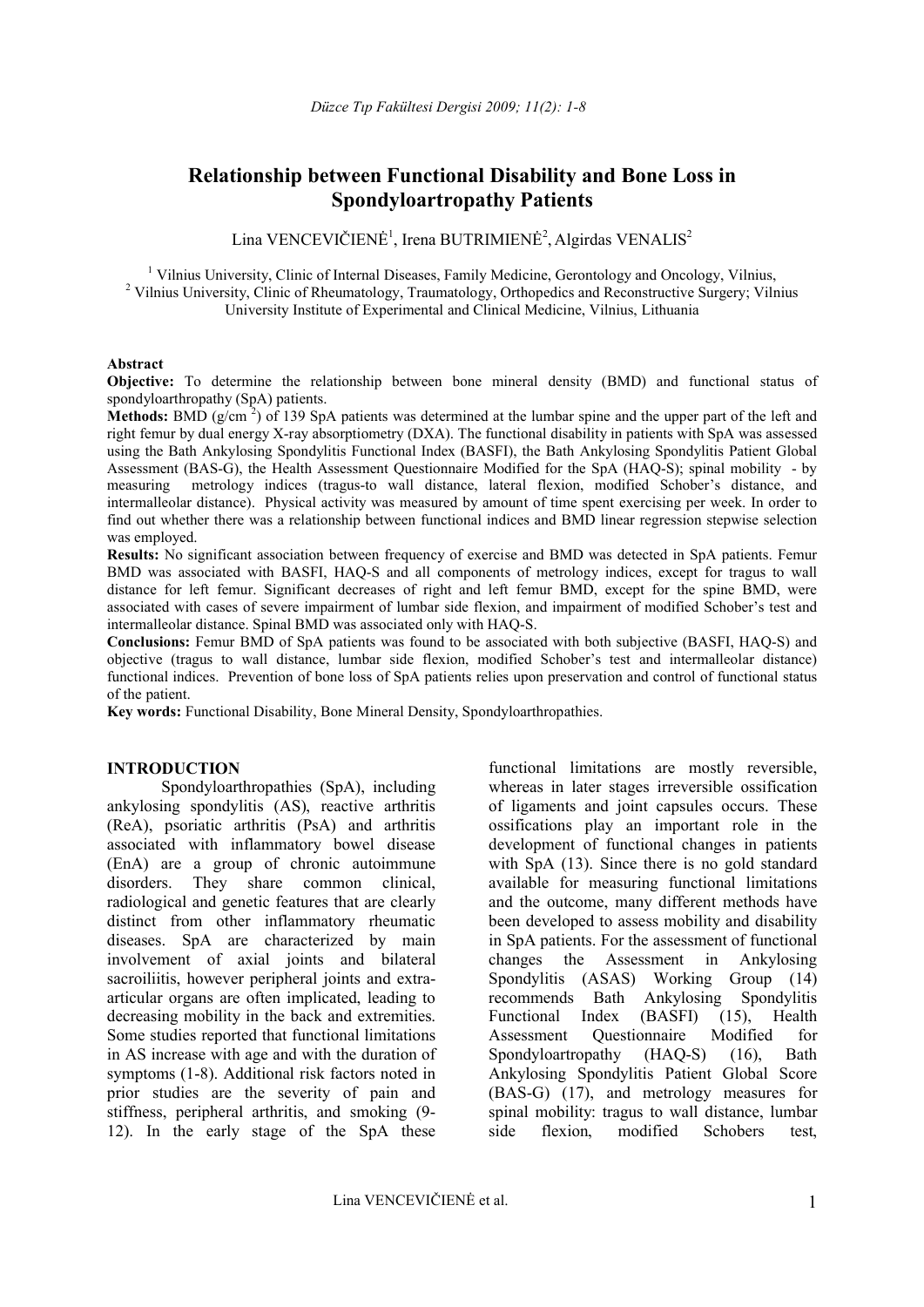# Relationship between Functional Disability and Bone Loss in Spondyloartropathy Patients

Lina VENCEVIČIENĖ[1], Irena BUTRIMIENĖ[2], Algirdas VENALIS[2]

[1] Vilnius University, Clinic of Internal Diseases, Family Medicine, Gerontology and Oncology, Vilnius,
[2] Vilnius University, Clinic of Rheumatology, Traumatology, Orthopedics and Reconstructive Surgery; Vilnius University Institute of Experimental and Clinical Medicine, Vilnius, Lithuania

**Abstract**

**Objective:** To determine the relationship between bone mineral density (BMD) and functional status of spondyloarthropathy (SpA) patients.

**Methods:** BMD ($g/cm^2$) of 139 SpA patients was determined at the lumbar spine and the upper part of the left and right femur by dual energy X-ray absorptiometry (DXA). The functional disability in patients with SpA was assessed using the Bath Ankylosing Spondylitis Functional Index (BASFI), the Bath Ankylosing Spondylitis Patient Global Assessment (BAS-G), the Health Assessment Questionnaire Modified for the SpA (HAQ-S); spinal mobility - by measuring metrology indices (tragus-to wall distance, lateral flexion, modified Schober's distance, and intermalleolar distance). Physical activity was measured by amount of time spent exercising per week. In order to find out whether there was a relationship between functional indices and BMD linear regression stepwise selection was employed.

**Results:** No significant association between frequency of exercise and BMD was detected in SpA patients. Femur BMD was associated with BASFI, HAQ-S and all components of metrology indices, except for tragus to wall distance for left femur. Significant decreases of right and left femur BMD, except for the spine BMD, were associated with cases of severe impairment of lumbar side flexion, and impairment of modified Schober's test and intermalleolar distance. Spinal BMD was associated only with HAQ-S.

**Conclusions:** Femur BMD of SpA patients was found to be associated with both subjective (BASFI, HAQ-S) and objective (tragus to wall distance, lumbar side flexion, modified Schober's test and intermalleolar distance) functional indices. Prevention of bone loss of SpA patients relies upon preservation and control of functional status of the patient.

**Key words:** Functional Disability, Bone Mineral Density, Spondyloarthropathies.

## INTRODUCTION

Spondyloarthropathies (SpA), including ankylosing spondylitis (AS), reactive arthritis (ReA), psoriatic arthritis (PsA) and arthritis associated with inflammatory bowel disease (EnA) are a group of chronic autoimmune disorders. They share common clinical, radiological and genetic features that are clearly distinct from other inflammatory rheumatic diseases. SpA are characterized by main involvement of axial joints and bilateral sacroiliitis, however peripheral joints and extra-articular organs are often implicated, leading to decreasing mobility in the back and extremities. Some studies reported that functional limitations in AS increase with age and with the duration of symptoms (1-8). Additional risk factors noted in prior studies are the severity of pain and stiffness, peripheral arthritis, and smoking (9-12). In the early stage of the SpA these functional limitations are mostly reversible, whereas in later stages irreversible ossification of ligaments and joint capsules occurs. These ossifications play an important role in the development of functional changes in patients with SpA (13). Since there is no gold standard available for measuring functional limitations and the outcome, many different methods have been developed to assess mobility and disability in SpA patients. For the assessment of functional changes the Assessment in Ankylosing Spondylitis (ASAS) Working Group (14) recommends Bath Ankylosing Spondylitis Functional Index (BASFI) (15), Health Assessment Questionnaire Modified for Spondyloartropathy (HAQ-S) (16), Bath Ankylosing Spondylitis Patient Global Score (BAS-G) (17), and metrology measures for spinal mobility: tragus to wall distance, lumbar side flexion, modified Schobers test,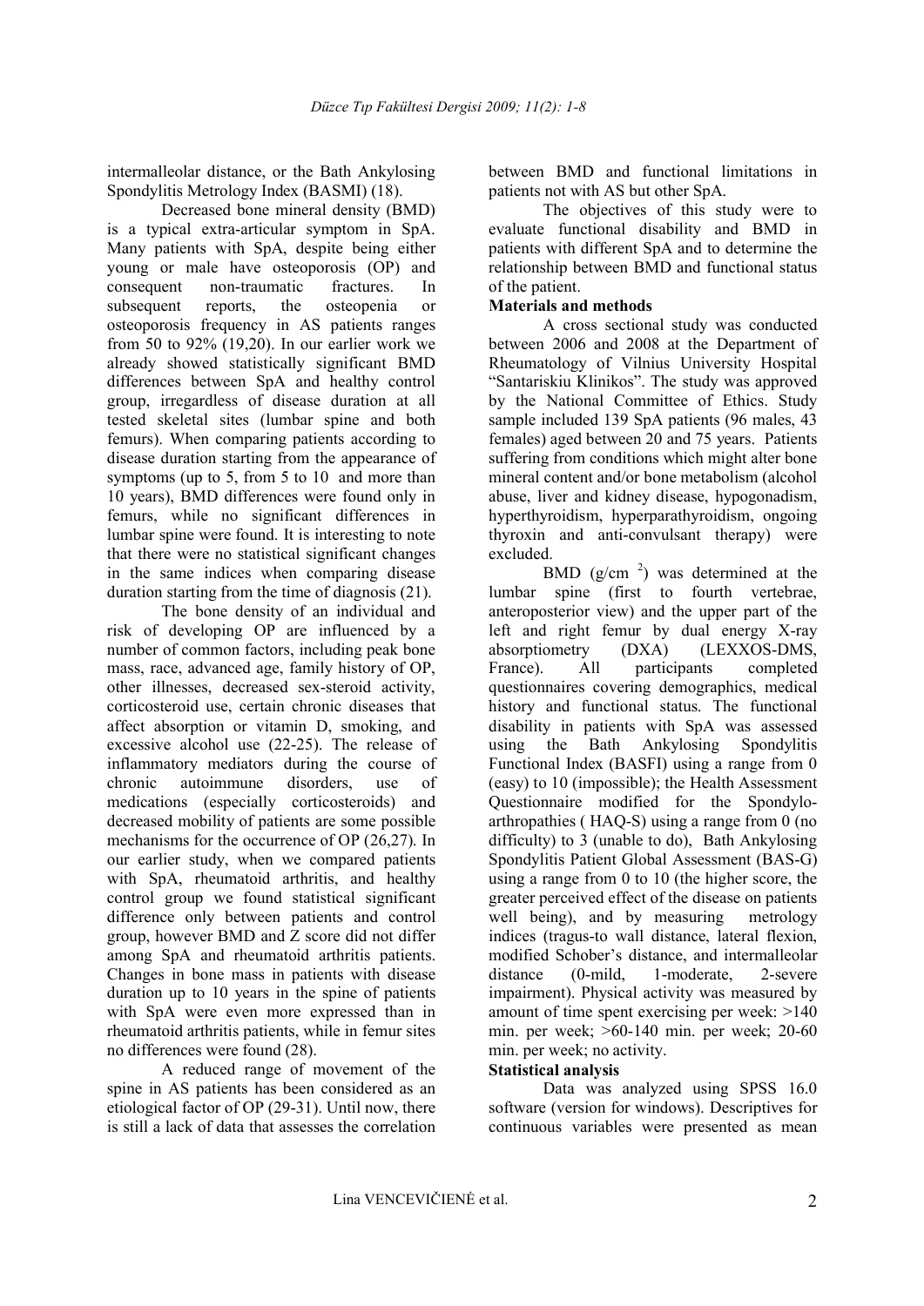intermalleolar distance, or the Bath Ankylosing Spondylitis Metrology Index (BASMI) (18).

Decreased bone mineral density (BMD) is a typical extra-articular symptom in SpA. Many patients with SpA, despite being either young or male have osteoporosis (OP) and consequent non-traumatic fractures. In subsequent reports, the osteopenia or osteoporosis frequency in AS patients ranges from 50 to 92% (19,20). In our earlier work we already showed statistically significant BMD differences between SpA and healthy control group, irregardless of disease duration at all tested skeletal sites (lumbar spine and both femurs). When comparing patients according to disease duration starting from the appearance of symptoms (up to 5, from 5 to 10 and more than 10 years), BMD differences were found only in femurs, while no significant differences in lumbar spine were found. It is interesting to note that there were no statistical significant changes in the same indices when comparing disease duration starting from the time of diagnosis (21).

The bone density of an individual and risk of developing OP are influenced by a number of common factors, including peak bone mass, race, advanced age, family history of OP, other illnesses, decreased sex-steroid activity, corticosteroid use, certain chronic diseases that affect absorption or vitamin D, smoking, and excessive alcohol use (22-25). The release of inflammatory mediators during the course of chronic autoimmune disorders, use of medications (especially corticosteroids) and decreased mobility of patients are some possible mechanisms for the occurrence of OP (26,27). In our earlier study, when we compared patients with SpA, rheumatoid arthritis, and healthy control group we found statistical significant difference only between patients and control group, however BMD and Z score did not differ among SpA and rheumatoid arthritis patients. Changes in bone mass in patients with disease duration up to 10 years in the spine of patients with SpA were even more expressed than in rheumatoid arthritis patients, while in femur sites no differences were found (28).

A reduced range of movement of the spine in AS patients has been considered as an etiological factor of OP (29-31). Until now, there is still a lack of data that assesses the correlation between BMD and functional limitations in patients not with AS but other SpA.

The objectives of this study were to evaluate functional disability and BMD in patients with different SpA and to determine the relationship between BMD and functional status of the patient.

**Materials and methods**

A cross sectional study was conducted between 2006 and 2008 at the Department of Rheumatology of Vilnius University Hospital "Santariskiu Klinikos". The study was approved by the National Committee of Ethics. Study sample included 139 SpA patients (96 males, 43 females) aged between 20 and 75 years. Patients suffering from conditions which might alter bone mineral content and/or bone metabolism (alcohol abuse, liver and kidney disease, hypogonadism, hyperthyroidism, hyperparathyroidism, ongoing thyroxin and anti-convulsant therapy) were excluded.

BMD ($g/cm^2$) was determined at the lumbar spine (first to fourth vertebrae, anteroposterior view) and the upper part of the left and right femur by dual energy X-ray absorptiometry (DXA) (LEXXOS-DMS, France). All participants completed questionnaires covering demographics, medical history and functional status. The functional disability in patients with SpA was assessed using the Bath Ankylosing Spondylitis Functional Index (BASFI) using a range from 0 (easy) to 10 (impossible); the Health Assessment Questionnaire modified for the Spondyloarthropathies ( HAQ-S) using a range from 0 (no difficulty) to 3 (unable to do), Bath Ankylosing Spondylitis Patient Global Assessment (BAS-G) using a range from 0 to 10 (the higher score, the greater perceived effect of the disease on patients well being), and by measuring metrology indices (tragus-to wall distance, lateral flexion, modified Schober's distance, and intermalleolar distance (0-mild, 1-moderate, 2-severe impairment). Physical activity was measured by amount of time spent exercising per week: >140 min. per week; >60-140 min. per week; 20-60 min. per week; no activity.

**Statistical analysis**

Data was analyzed using SPSS 16.0 software (version for windows). Descriptives for continuous variables were presented as mean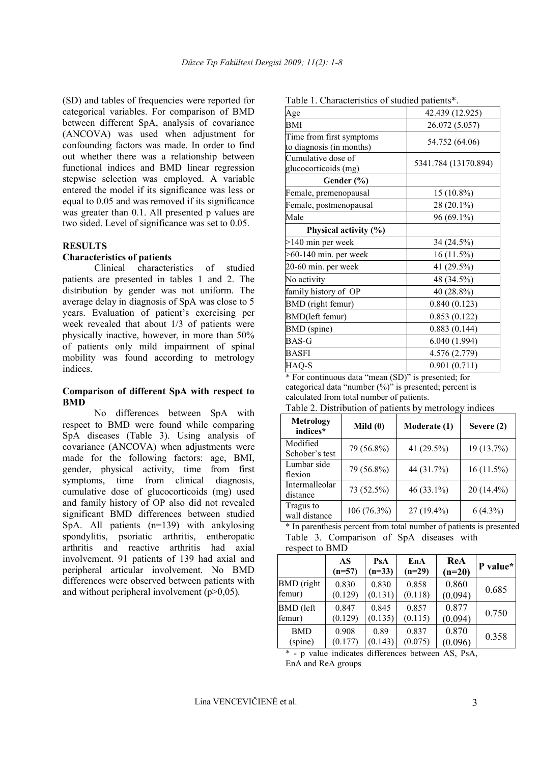(SD) and tables of frequencies were reported for categorical variables. For comparison of BMD between different SpA, analysis of covariance (ANCOVA) was used when adjustment for confounding factors was made. In order to find out whether there was a relationship between functional indices and BMD linear regression stepwise selection was employed. A variable entered the model if its significance was less or equal to 0.05 and was removed if its significance was greater than 0.1. All presented p values are two sided. Level of significance was set to 0.05.

## RESULTS

### Characteristics of patients

Clinical characteristics of studied patients are presented in tables 1 and 2. The distribution by gender was not uniform. The average delay in diagnosis of SpA was close to 5 years. Evaluation of patient's exercising per week revealed that about 1/3 of patients were physically inactive, however, in more than 50% of patients only mild impairment of spinal mobility was found according to metrology indices.

### Comparison of different SpA with respect to BMD

No differences between SpA with respect to BMD were found while comparing SpA diseases (Table 3). Using analysis of covariance (ANCOVA) when adjustments were made for the following factors: age, BMI, gender, physical activity, time from first symptoms, time from clinical diagnosis, cumulative dose of glucocorticoids (mg) used and family history of OP also did not revealed significant BMD differences between studied SpA. All patients (n=139) with ankylosing spondylitis, psoriatic arthritis, entheropatic arthritis and reactive arthritis had axial involvement. 91 patients of 139 had axial and peripheral articular involvement. No BMD differences were observed between patients with and without peripheral involvement (p>0,05).

Table 1. Characteristics of studied patients*.

| | |
|---|---|
| Age | 42.439 (12.925) |
| BMI | 26.072 (5.057) |
| Time from first symptoms to diagnosis (in months) | 54.752 (64.06) |
| Cumulative dose of glucocorticoids (mg) | 5341.784 (13170.894) |
| **Gender (%)** | |
| Female, premenopausal | 15 (10.8%) |
| Female, postmenopausal | 28 (20.1%) |
| Male | 96 (69.1%) |
| **Physical activity (%)** | |
| >140 min per week | 34 (24.5%) |
| >60-140 min. per week | 16 (11.5%) |
| 20-60 min. per week | 41 (29.5%) |
| No activity | 48 (34.5%) |
| family history of OP | 40 (28.8%) |
| BMD (right femur) | 0.840 (0.123) |
| BMD(left femur) | 0.853 (0.122) |
| BMD (spine) | 0.883 (0.144) |
| BAS-G | 6.040 (1.994) |
| BASFI | 4.576 (2.779) |
| HAQ-S | 0.901 (0.711) |

\* For continuous data "mean (SD)" is presented; for categorical data "number (%)" is presented; percent is calculated from total number of patients.

Table 2. Distribution of patients by metrology indices

| Metrology indices* | Mild (0) | Moderate (1) | Severe (2) |
|---|---|---|---|
| Modified Schober's test | 79 (56.8%) | 41 (29.5%) | 19 (13.7%) |
| Lumbar side flexion | 79 (56.8%) | 44 (31.7%) | 16 (11.5%) |
| Intermalleolar distance | 73 (52.5%) | 46 (33.1%) | 20 (14.4%) |
| Tragus to wall distance | 106 (76.3%) | 27 (19.4%) | 6 (4.3%) |

\* In parenthesis percent from total number of patients is presented

Table 3. Comparison of SpA diseases with respect to BMD

| | AS (n=57) | PsA (n=33) | EnA (n=29) | ReA (n=20) | P value* |
|---|---|---|---|---|---|
| BMD (right femur) | 0.830 (0.129) | 0.830 (0.131) | 0.858 (0.118) | 0.860 (0.094) | 0.685 |
| BMD (left femur) | 0.847 (0.129) | 0.845 (0.135) | 0.857 (0.115) | 0.877 (0.094) | 0.750 |
| BMD (spine) | 0.908 (0.177) | 0.89 (0.143) | 0.837 (0.075) | 0.870 (0.096) | 0.358 |

\* - p value indicates differences between AS, PsA, EnA and ReA groups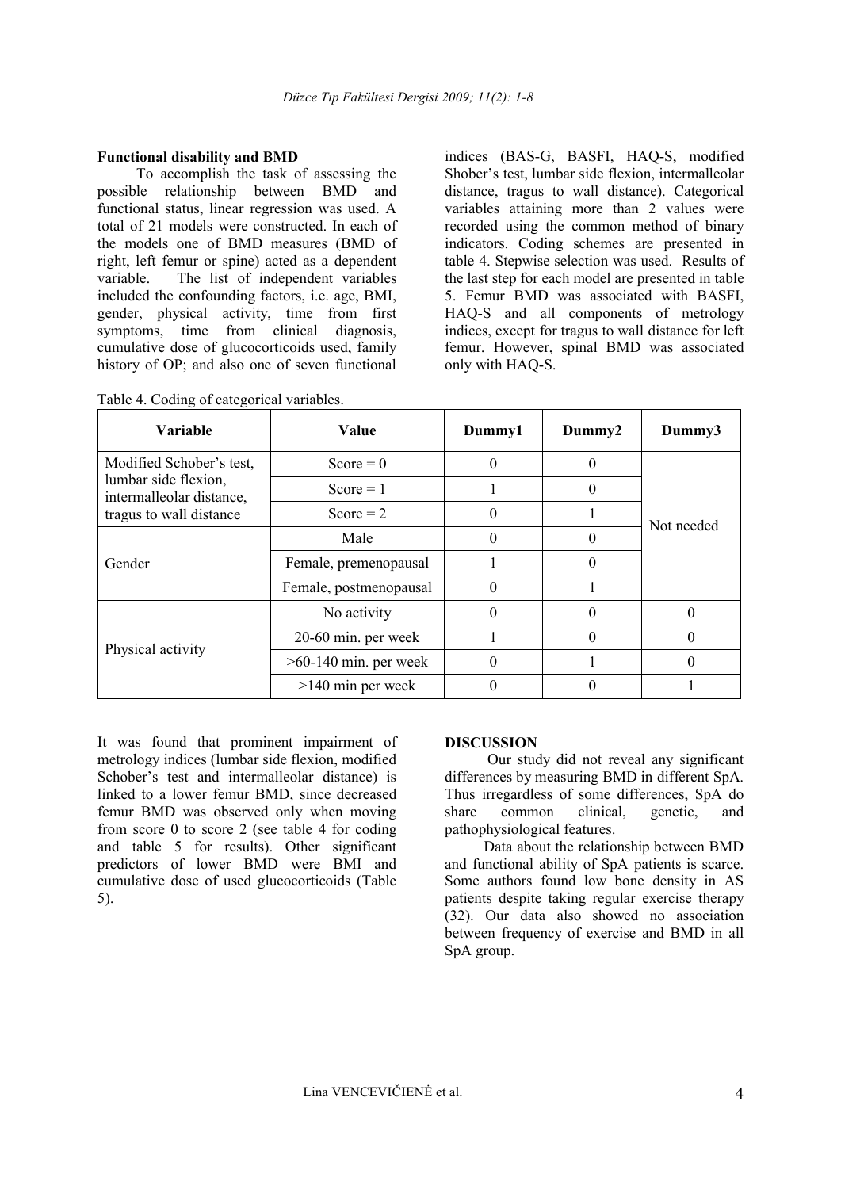**Functional disability and BMD**

To accomplish the task of assessing the possible relationship between BMD and functional status, linear regression was used. A total of 21 models were constructed. In each of the models one of BMD measures (BMD of right, left femur or spine) acted as a dependent variable. The list of independent variables included the confounding factors, i.e. age, BMI, gender, physical activity, time from first symptoms, time from clinical diagnosis, cumulative dose of glucocorticoids used, family history of OP; and also one of seven functional indices (BAS-G, BASFI, HAQ-S, modified Shober's test, lumbar side flexion, intermalleolar distance, tragus to wall distance). Categorical variables attaining more than 2 values were recorded using the common method of binary indicators. Coding schemes are presented in table 4. Stepwise selection was used. Results of the last step for each model are presented in table 5. Femur BMD was associated with BASFI, HAQ-S and all components of metrology indices, except for tragus to wall distance for left femur. However, spinal BMD was associated only with HAQ-S.

Table 4. Coding of categorical variables.

| Variable | Value | Dummy1 | Dummy2 | Dummy3 |
|---|---|---|---|---|
| Modified Schober's test, lumbar side flexion, intermalleolar distance, tragus to wall distance | Score = 0 | 0 | 0 | Not needed |
| | Score = 1 | 1 | 0 | |
| | Score = 2 | 0 | 1 | |
| Gender | Male | 0 | 0 | |
| | Female, premenopausal | 1 | 0 | |
| | Female, postmenopausal | 0 | 1 | |
| Physical activity | No activity | 0 | 0 | 0 |
| | 20-60 min. per week | 1 | 0 | 0 |
| | >60-140 min. per week | 0 | 1 | 0 |
| | >140 min per week | 0 | 0 | 1 |

It was found that prominent impairment of metrology indices (lumbar side flexion, modified Schober's test and intermalleolar distance) is linked to a lower femur BMD, since decreased femur BMD was observed only when moving from score 0 to score 2 (see table 4 for coding and table 5 for results). Other significant predictors of lower BMD were BMI and cumulative dose of used glucocorticoids (Table 5).

**DISCUSSION**

Our study did not reveal any significant differences by measuring BMD in different SpA. Thus irregardless of some differences, SpA do share common clinical, genetic, and pathophysiological features.

Data about the relationship between BMD and functional ability of SpA patients is scarce. Some authors found low bone density in AS patients despite taking regular exercise therapy (32). Our data also showed no association between frequency of exercise and BMD in all SpA group.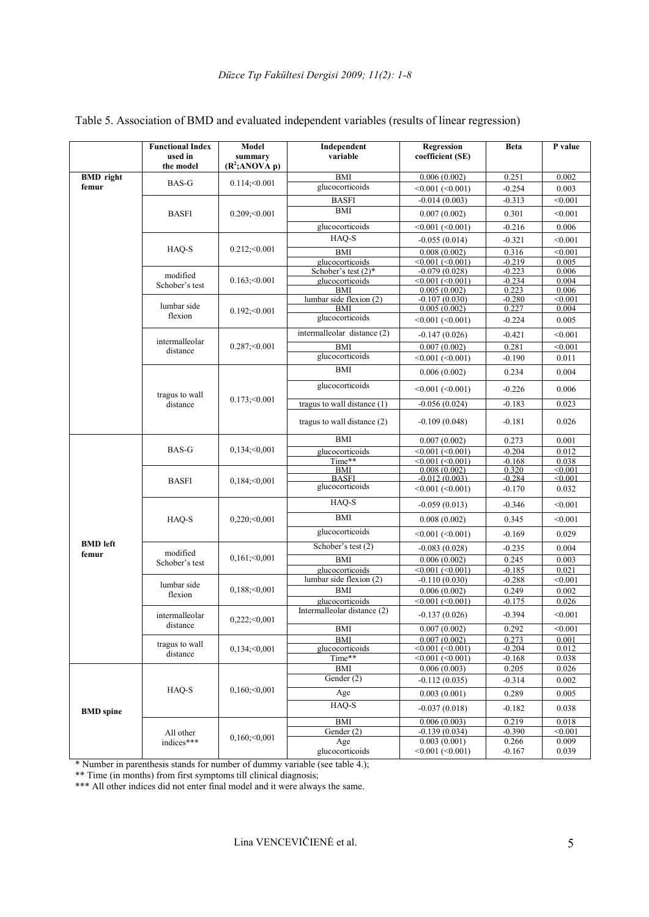Table 5. Association of BMD and evaluated independent variables (results of linear regression)

| | Functional Index used in the model | Model summary ($R^2$;ANOVA p) | Independent variable | Regression coefficient (SE) | Beta | P value |
|---|---|---|---|---|---|---|
| **BMD right femur** | BAS-G | 0.114;<0.001 | BMI | 0.006 (0.002) | 0.251 | 0.002 |
| | | | glucocorticoids | <0.001 (<0.001) | -0.254 | 0.003 |
| | BASFI | 0.209;<0.001 | BASFI | -0.014 (0.003) | -0.313 | <0.001 |
| | | | BMI | 0.007 (0.002) | 0.301 | <0.001 |
| | | | glucocorticoids | <0.001 (<0.001) | -0.216 | 0.006 |
| | HAQ-S | 0.212;<0.001 | HAQ-S | -0.055 (0.014) | -0.321 | <0.001 |
| | | | BMI | 0.008 (0.002) | 0.316 | <0.001 |
| | | | glucocorticoids | <0.001 (<0.001) | -0.219 | 0.005 |
| | modified Schober's test | 0.163;<0.001 | Schober's test (2)* | -0.079 (0.028) | -0.223 | 0.006 |
| | | | glucocorticoids | <0.001 (<0.001) | -0.234 | 0.004 |
| | | | BMI | 0.005 (0.002) | 0.223 | 0.006 |
| | lumbar side flexion | 0.192;<0.001 | lumbar side flexion (2) | -0.107 (0.030) | -0.280 | <0.001 |
| | | | BMI | 0.005 (0.002) | 0.227 | 0.004 |
| | | | glucocorticoids | <0.001 (<0.001) | -0.224 | 0.005 |
| | intermalleolar distance | 0.287;<0.001 | intermalleolar distance (2) | -0.147 (0.026) | -0.421 | <0.001 |
| | | | BMI | 0.007 (0.002) | 0.281 | <0.001 |
| | | | glucocorticoids | <0.001 (<0.001) | -0.190 | 0.011 |
| | tragus to wall distance | 0.173;<0.001 | BMI | 0.006 (0.002) | 0.234 | 0.004 |
| | | | glucocorticoids | <0.001 (<0.001) | -0.226 | 0.006 |
| | | | tragus to wall distance (1) | -0.056 (0.024) | -0.183 | 0.023 |
| | | | tragus to wall distance (2) | -0.109 (0.048) | -0.181 | 0.026 |
| **BMD left femur** | BAS-G | 0,134;<0,001 | BMI | 0.007 (0.002) | 0.273 | 0.001 |
| | | | glucocorticoids | <0.001 (<0.001) | -0.204 | 0.012 |
| | | | Time** | <0.001 (<0.001) | -0.168 | 0.038 |
| | BASFI | 0,184;<0,001 | BMI | 0.008 (0.002) | 0.320 | <0.001 |
| | | | BASFI | -0.012 (0.003) | -0.284 | <0.001 |
| | | | glucocorticoids | <0.001 (<0.001) | -0.170 | 0.032 |
| | HAQ-S | 0,220;<0,001 | HAQ-S | -0.059 (0.013) | -0.346 | <0.001 |
| | | | BMI | 0.008 (0.002) | 0.345 | <0.001 |
| | | | glucocorticoids | <0.001 (<0.001) | -0.169 | 0.029 |
| | modified Schober's test | 0,161;<0,001 | Schober's test (2) | -0.083 (0.028) | -0.235 | 0.004 |
| | | | BMI | 0.006 (0.002) | 0.245 | 0.003 |
| | | | glucocorticoids | <0.001 (<0.001) | -0.185 | 0.021 |
| | lumbar side flexion | 0,188;<0,001 | lumbar side flexion (2) | -0.110 (0.030) | -0.288 | <0.001 |
| | | | BMI | 0.006 (0.002) | 0.249 | 0.002 |
| | | | glucocorticoids | <0.001 (<0.001) | -0.175 | 0.026 |
| | intermalleolar distance | 0,222;<0,001 | Intermalleolar distance (2) | -0.137 (0.026) | -0.394 | <0.001 |
| | | | BMI | 0.007 (0.002) | 0.292 | <0.001 |
| | tragus to wall distance | 0,134;<0,001 | BMI | 0.007 (0.002) | 0.273 | 0.001 |
| | | | glucocorticoids | <0.001 (<0.001) | -0.204 | 0.012 |
| | | | Time** | <0.001 (<0.001) | -0.168 | 0.038 |
| **BMD spine** | HAQ-S | 0,160;<0,001 | BMI | 0.006 (0.003) | 0.205 | 0.026 |
| | | | Gender (2) | -0.112 (0.035) | -0.314 | 0.002 |
| | | | Age | 0.003 (0.001) | 0.289 | 0.005 |
| | | | HAQ-S | -0.037 (0.018) | -0.182 | 0.038 |
| | All other indices*** | 0,160;<0,001 | BMI | 0.006 (0.003) | 0.219 | 0.018 |
| | | | Gender (2) | -0.139 (0.034) | -0.390 | <0.001 |
| | | | Age | 0.003 (0.001) | 0.266 | 0.009 |
| | | | glucocorticoids | <0.001 (<0.001) | -0.167 | 0.039 |

* Number in parenthesis stands for number of dummy variable (see table 4.);

** Time (in months) from first symptoms till clinical diagnosis;

*** All other indices did not enter final model and it were always the same.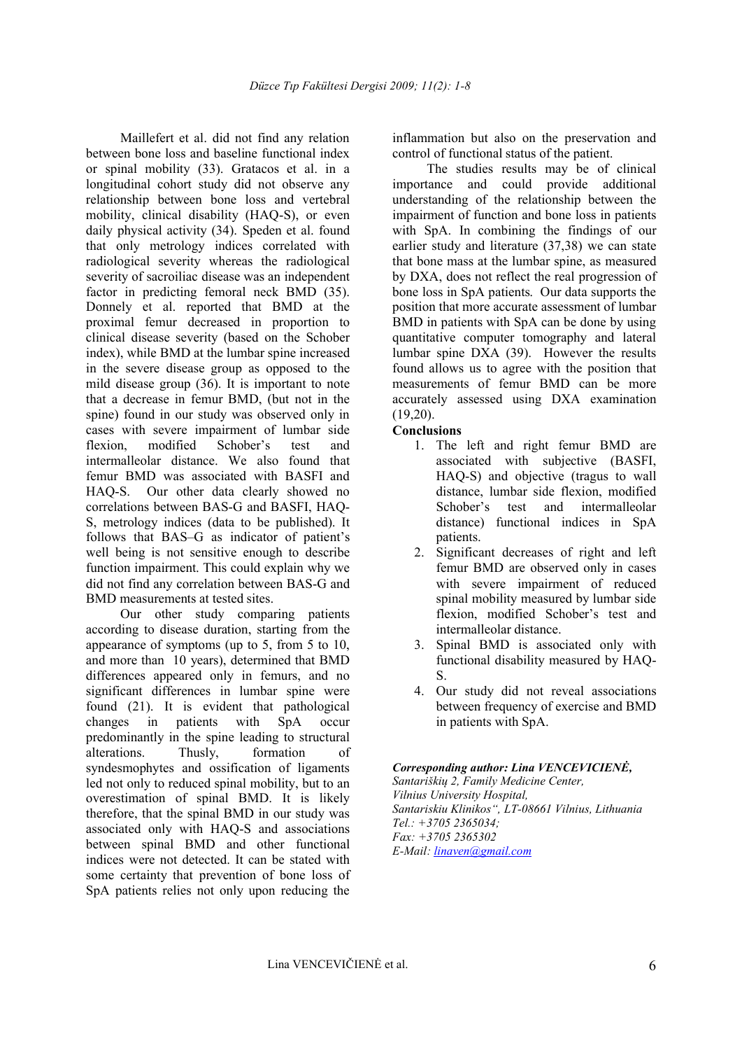Maillefert et al. did not find any relation between bone loss and baseline functional index or spinal mobility (33). Gratacos et al. in a longitudinal cohort study did not observe any relationship between bone loss and vertebral mobility, clinical disability (HAQ-S), or even daily physical activity (34). Speden et al. found that only metrology indices correlated with radiological severity whereas the radiological severity of sacroiliac disease was an independent factor in predicting femoral neck BMD (35). Donnely et al. reported that BMD at the proximal femur decreased in proportion to clinical disease severity (based on the Schober index), while BMD at the lumbar spine increased in the severe disease group as opposed to the mild disease group (36). It is important to note that a decrease in femur BMD, (but not in the spine) found in our study was observed only in cases with severe impairment of lumbar side flexion, modified Schober's test and intermalleolar distance. We also found that femur BMD was associated with BASFI and HAQ-S. Our other data clearly showed no correlations between BAS-G and BASFI, HAQ-S, metrology indices (data to be published). It follows that BAS–G as indicator of patient's well being is not sensitive enough to describe function impairment. This could explain why we did not find any correlation between BAS-G and BMD measurements at tested sites.

Our other study comparing patients according to disease duration, starting from the appearance of symptoms (up to 5, from 5 to 10, and more than 10 years), determined that BMD differences appeared only in femurs, and no significant differences in lumbar spine were found (21). It is evident that pathological changes in patients with SpA occur predominantly in the spine leading to structural alterations. Thusly, formation of syndesmophytes and ossification of ligaments led not only to reduced spinal mobility, but to an overestimation of spinal BMD. It is likely therefore, that the spinal BMD in our study was associated only with HAQ-S and associations between spinal BMD and other functional indices were not detected. It can be stated with some certainty that prevention of bone loss of SpA patients relies not only upon reducing the inflammation but also on the preservation and control of functional status of the patient.

The studies results may be of clinical importance and could provide additional understanding of the relationship between the impairment of function and bone loss in patients with SpA. In combining the findings of our earlier study and literature (37,38) we can state that bone mass at the lumbar spine, as measured by DXA, does not reflect the real progression of bone loss in SpA patients. Our data supports the position that more accurate assessment of lumbar BMD in patients with SpA can be done by using quantitative computer tomography and lateral lumbar spine DXA (39). However the results found allows us to agree with the position that measurements of femur BMD can be more accurately assessed using DXA examination (19,20).

**Conclusions**

1. The left and right femur BMD are associated with subjective (BASFI, HAQ-S) and objective (tragus to wall distance, lumbar side flexion, modified Schober's test and intermalleolar distance) functional indices in SpA patients.
2. Significant decreases of right and left femur BMD are observed only in cases with severe impairment of reduced spinal mobility measured by lumbar side flexion, modified Schober's test and intermalleolar distance.
3. Spinal BMD is associated only with functional disability measured by HAQ-S.
4. Our study did not reveal associations between frequency of exercise and BMD in patients with SpA.

***Corresponding author: Lina VENCEVICIENĖ,***
*Santariškių 2, Family Medicine Center,*
*Vilnius University Hospital,*
*Santariskiu Klinikos", LT-08661 Vilnius, Lithuania*
*Tel.: +3705 2365034;*
*Fax: +3705 2365302*
*E-Mail: linaven@gmail.com*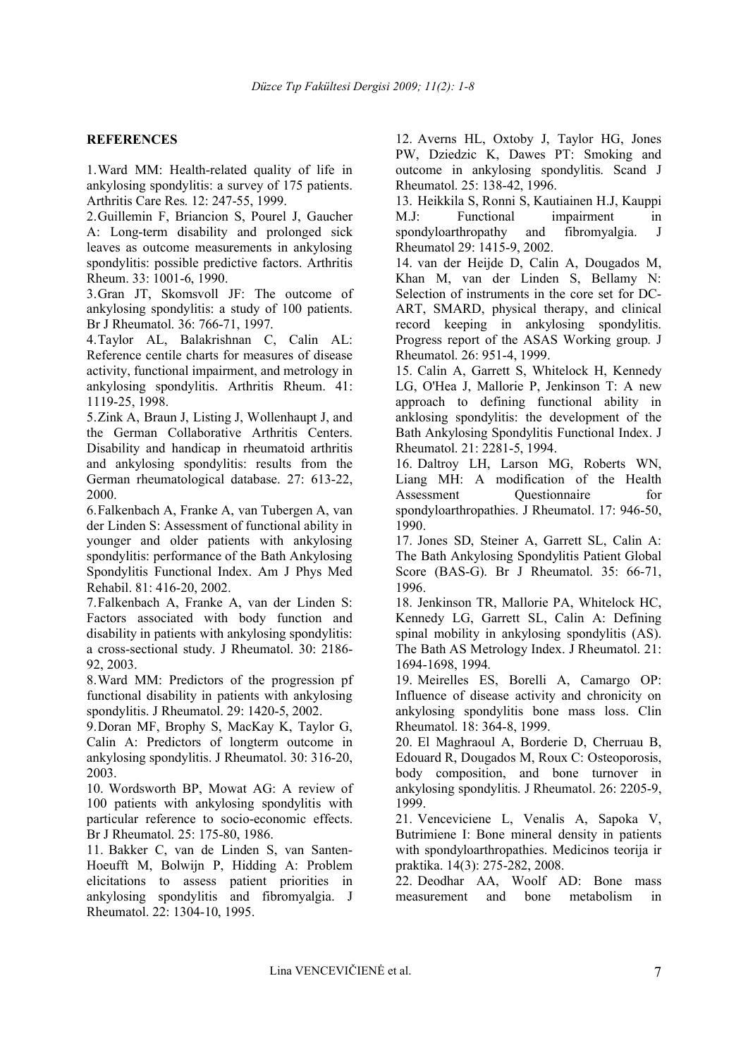## REFERENCES

1. Ward MM: Health-related quality of life in ankylosing spondylitis: a survey of 175 patients. Arthritis Care Res. 12: 247-55, 1999.
2. Guillemin F, Briancion S, Pourel J, Gaucher A: Long-term disability and prolonged sick leaves as outcome measurements in ankylosing spondylitis: possible predictive factors. Arthritis Rheum. 33: 1001-6, 1990.
3. Gran JT, Skomsvoll JF: The outcome of ankylosing spondylitis: a study of 100 patients. Br J Rheumatol. 36: 766-71, 1997.
4. Taylor AL, Balakrishnan C, Calin AL: Reference centile charts for measures of disease activity, functional impairment, and metrology in ankylosing spondylitis. Arthritis Rheum. 41: 1119-25, 1998.
5. Zink A, Braun J, Listing J, Wollenhaupt J, and the German Collaborative Arthritis Centers. Disability and handicap in rheumatoid arthritis and ankylosing spondylitis: results from the German rheumatological database. 27: 613-22, 2000.
6. Falkenbach A, Franke A, van Tubergen A, van der Linden S: Assessment of functional ability in younger and older patients with ankylosing spondylitis: performance of the Bath Ankylosing Spondylitis Functional Index. Am J Phys Med Rehabil. 81: 416-20, 2002.
7. Falkenbach A, Franke A, van der Linden S: Factors associated with body function and disability in patients with ankylosing spondylitis: a cross-sectional study. J Rheumatol. 30: 2186-92, 2003.
8. Ward MM: Predictors of the progression pf functional disability in patients with ankylosing spondylitis. J Rheumatol. 29: 1420-5, 2002.
9. Doran MF, Brophy S, MacKay K, Taylor G, Calin A: Predictors of longterm outcome in ankylosing spondylitis. J Rheumatol. 30: 316-20, 2003.
10. Wordsworth BP, Mowat AG: A review of 100 patients with ankylosing spondylitis with particular reference to socio-economic effects. Br J Rheumatol. 25: 175-80, 1986.
11. Bakker C, van de Linden S, van Santen-Hoeufft M, Bolwijn P, Hidding A: Problem elicitations to assess patient priorities in ankylosing spondylitis and fibromyalgia. J Rheumatol. 22: 1304-10, 1995.
12. Averns HL, Oxtoby J, Taylor HG, Jones PW, Dziedzic K, Dawes PT: Smoking and outcome in ankylosing spondylitis. Scand J Rheumatol. 25: 138-42, 1996.
13. Heikkila S, Ronni S, Kautiainen H.J, Kauppi M.J: Functional impairment in spondyloarthropathy and fibromyalgia. J Rheumatol 29: 1415-9, 2002.
14. van der Heijde D, Calin A, Dougados M, Khan M, van der Linden S, Bellamy N: Selection of instruments in the core set for DC-ART, SMARD, physical therapy, and clinical record keeping in ankylosing spondylitis. Progress report of the ASAS Working group. J Rheumatol. 26: 951-4, 1999.
15. Calin A, Garrett S, Whitelock H, Kennedy LG, O'Hea J, Mallorie P, Jenkinson T: A new approach to defining functional ability in anklosing spondylitis: the development of the Bath Ankylosing Spondylitis Functional Index. J Rheumatol. 21: 2281-5, 1994.
16. Daltroy LH, Larson MG, Roberts WN, Liang MH: A modification of the Health Assessment Questionnaire for spondyloarthropathies. J Rheumatol. 17: 946-50, 1990.
17. Jones SD, Steiner A, Garrett SL, Calin A: The Bath Ankylosing Spondylitis Patient Global Score (BAS-G). Br J Rheumatol. 35: 66-71, 1996.
18. Jenkinson TR, Mallorie PA, Whitelock HC, Kennedy LG, Garrett SL, Calin A: Defining spinal mobility in ankylosing spondylitis (AS). The Bath AS Metrology Index. J Rheumatol. 21: 1694-1698, 1994.
19. Meirelles ES, Borelli A, Camargo OP: Influence of disease activity and chronicity on ankylosing spondylitis bone mass loss. Clin Rheumatol. 18: 364-8, 1999.
20. El Maghraoul A, Borderie D, Cherruau B, Edouard R, Dougados M, Roux C: Osteoporosis, body composition, and bone turnover in ankylosing spondylitis. J Rheumatol. 26: 2205-9, 1999.
21. Venceviciene L, Venalis A, Sapoka V, Butrimiene I: Bone mineral density in patients with spondyloarthropathies. Medicinos teorija ir praktika. 14(3): 275-282, 2008.
22. Deodhar AA, Woolf AD: Bone mass measurement and bone metabolism in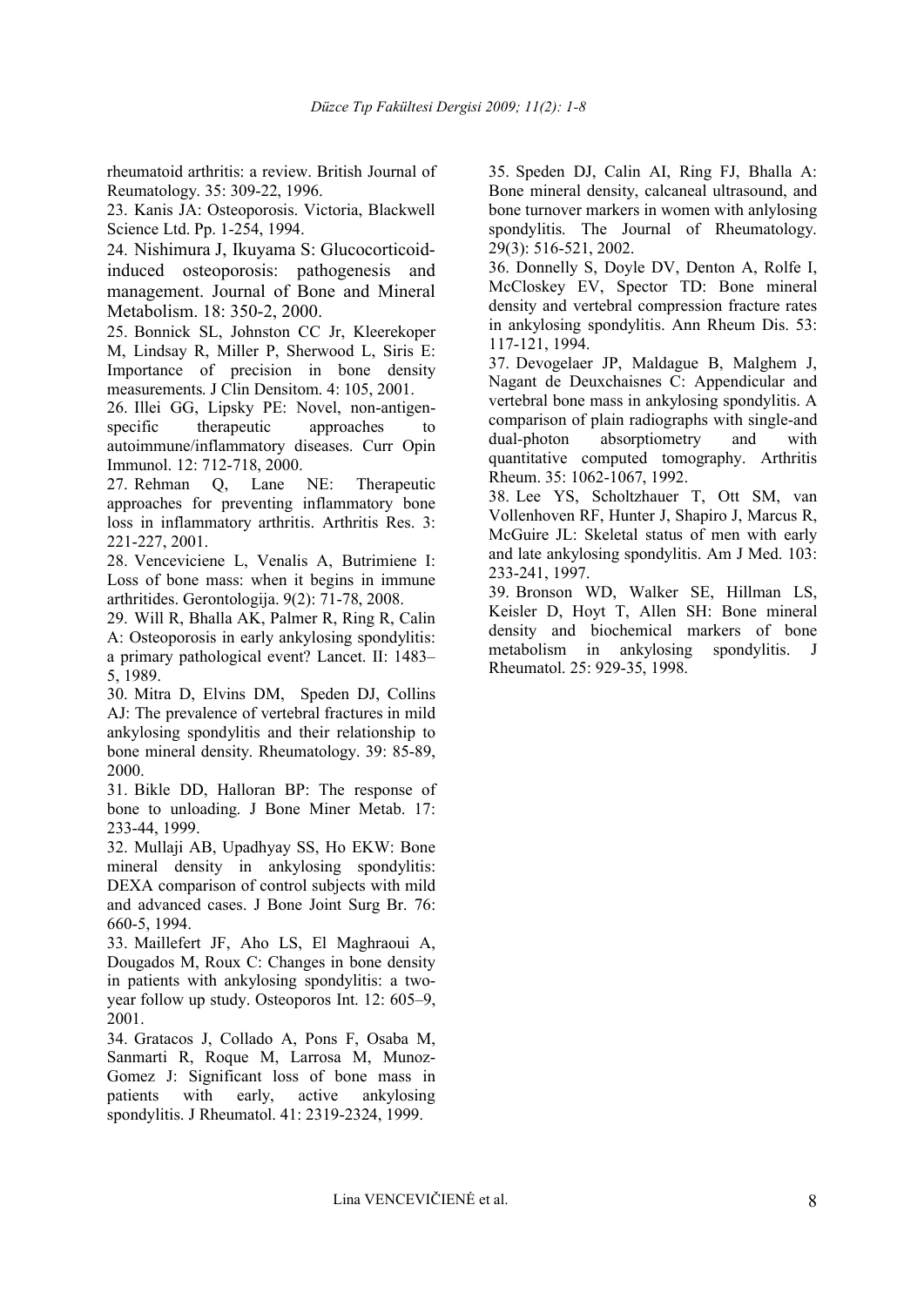rheumatoid arthritis: a review. British Journal of Reumatology. 35: 309-22, 1996.

23. Kanis JA: Osteoporosis. Victoria, Blackwell Science Ltd. Pp. 1-254, 1994.

24. Nishimura J, Ikuyama S: Glucocorticoid-induced osteoporosis: pathogenesis and management. Journal of Bone and Mineral Metabolism. 18: 350-2, 2000.

25. Bonnick SL, Johnston CC Jr, Kleerekoper M, Lindsay R, Miller P, Sherwood L, Siris E: Importance of precision in bone density measurements. J Clin Densitom. 4: 105, 2001.

26. Illei GG, Lipsky PE: Novel, non-antigen-specific therapeutic approaches to autoimmune/inflammatory diseases. Curr Opin Immunol. 12: 712-718, 2000.

27. Rehman Q, Lane NE: Therapeutic approaches for preventing inflammatory bone loss in inflammatory arthritis. Arthritis Res. 3: 221-227, 2001.

28. Venceviciene L, Venalis A, Butrimiene I: Loss of bone mass: when it begins in immune arthritides. Gerontologija. 9(2): 71-78, 2008.

29. Will R, Bhalla AK, Palmer R, Ring R, Calin A: Osteoporosis in early ankylosing spondylitis: a primary pathological event? Lancet. II: 1483–5, 1989.

30. Mitra D, Elvins DM, Speden DJ, Collins AJ: The prevalence of vertebral fractures in mild ankylosing spondylitis and their relationship to bone mineral density. Rheumatology. 39: 85-89, 2000.

31. Bikle DD, Halloran BP: The response of bone to unloading. J Bone Miner Metab. 17: 233-44, 1999.

32. Mullaji AB, Upadhyay SS, Ho EKW: Bone mineral density in ankylosing spondylitis: DEXA comparison of control subjects with mild and advanced cases. J Bone Joint Surg Br. 76: 660-5, 1994.

33. Maillefert JF, Aho LS, El Maghraoui A, Dougados M, Roux C: Changes in bone density in patients with ankylosing spondylitis: a two-year follow up study. Osteoporos Int. 12: 605–9, 2001.

34. Gratacos J, Collado A, Pons F, Osaba M, Sanmarti R, Roque M, Larrosa M, Munoz-Gomez J: Significant loss of bone mass in patients with early, active ankylosing spondylitis. J Rheumatol. 41: 2319-2324, 1999.

35. Speden DJ, Calin AI, Ring FJ, Bhalla A: Bone mineral density, calcaneal ultrasound, and bone turnover markers in women with anlylosing spondylitis. The Journal of Rheumatology. 29(3): 516-521, 2002.

36. Donnelly S, Doyle DV, Denton A, Rolfe I, McCloskey EV, Spector TD: Bone mineral density and vertebral compression fracture rates in ankylosing spondylitis. Ann Rheum Dis. 53: 117-121, 1994.

37. Devogelaer JP, Maldague B, Malghem J, Nagant de Deuxchaisnes C: Appendicular and vertebral bone mass in ankylosing spondylitis. A comparison of plain radiographs with single-and dual-photon absorptiometry and with quantitative computed tomography. Arthritis Rheum. 35: 1062-1067, 1992.

38. Lee YS, Scholtzhauer T, Ott SM, van Vollenhoven RF, Hunter J, Shapiro J, Marcus R, McGuire JL: Skeletal status of men with early and late ankylosing spondylitis. Am J Med. 103: 233-241, 1997.

39. Bronson WD, Walker SE, Hillman LS, Keisler D, Hoyt T, Allen SH: Bone mineral density and biochemical markers of bone metabolism in ankylosing spondylitis. J Rheumatol. 25: 929-35, 1998.